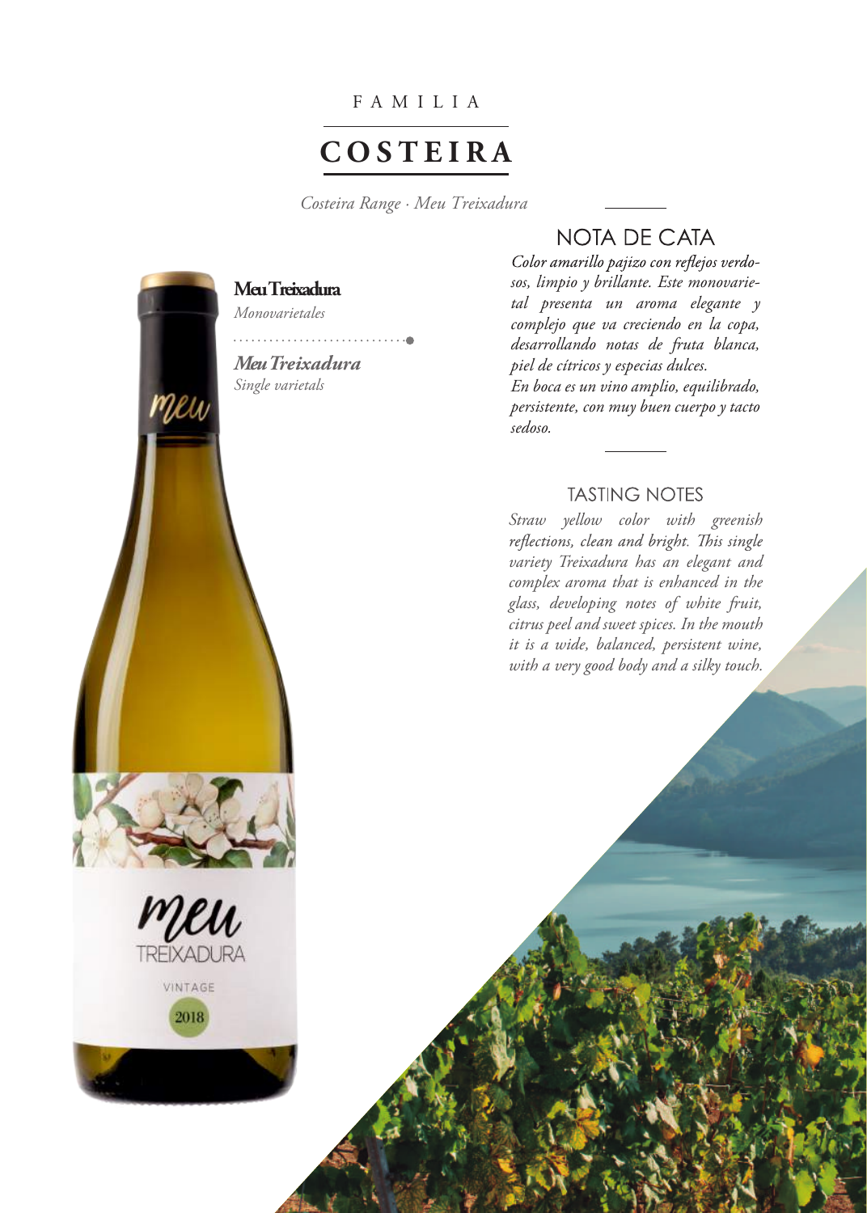FAMILIA

# COSTEIRA

*Costeira Range · Meu Treixadura*

**Meu Treixadura**
*Monovarietales*

***Meu Treixadura***
*Single varietals*

## NOTA DE CATA

*Color amarillo pajizo con reflejos verdosos, limpio y brillante. Este monovarietal presenta un aroma elegante y complejo que va creciendo en la copa, desarrollando notas de fruta blanca, piel de cítricos y especias dulces.*
*En boca es un vino amplio, equilibrado, persistente, con muy buen cuerpo y tacto sedoso.*

## TASTING NOTES

*Straw yellow color with greenish reflections, clean and bright. This single variety Treixadura has an elegant and complex aroma that is enhanced in the glass, developing notes of white fruit, citrus peel and sweet spices. In the mouth it is a wide, balanced, persistent wine, with a very good body and a silky touch.*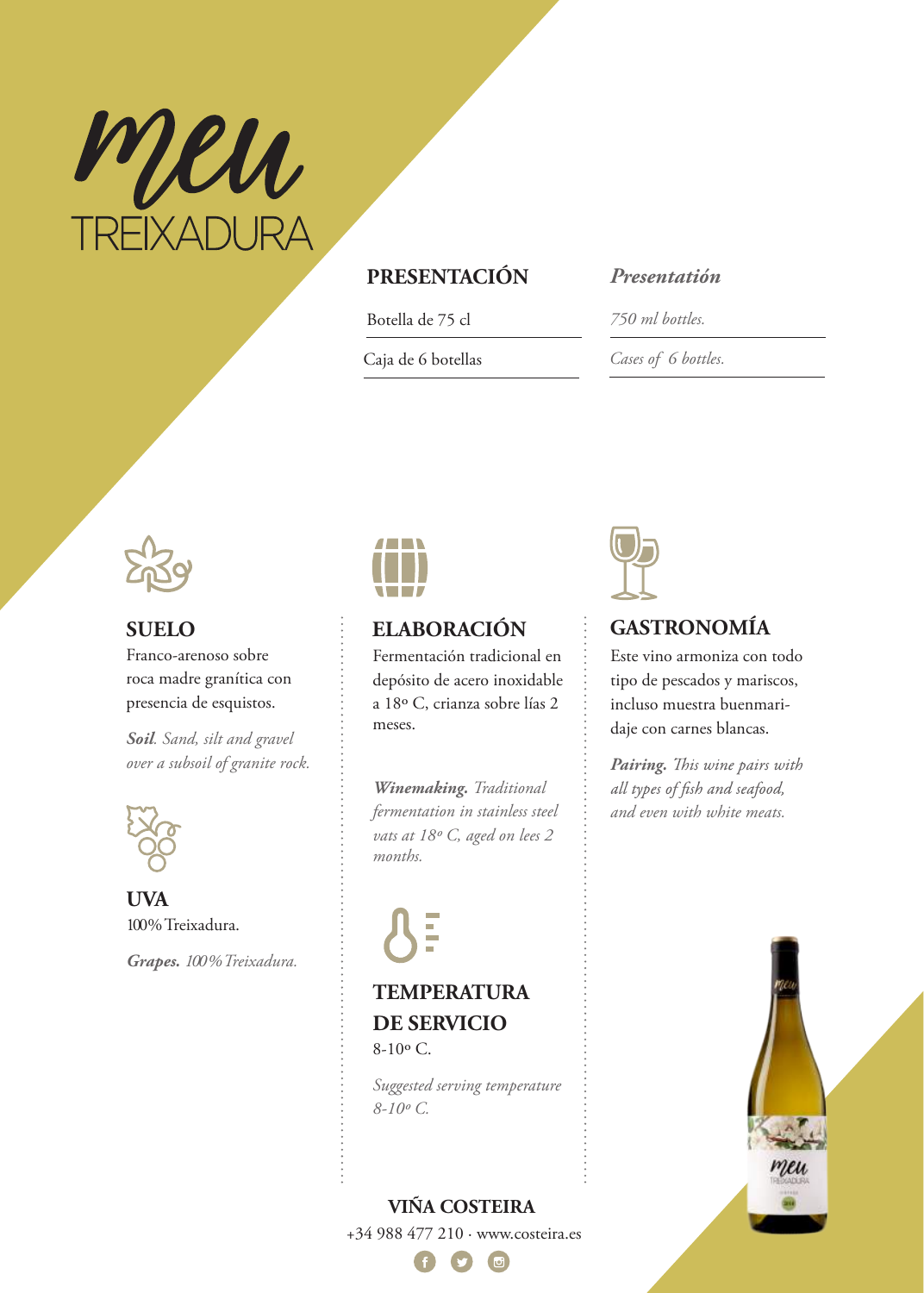# meu
## TREIXADURA

### PRESENTACIÓN

Botella de 75 cl

Caja de 6 botellas

### *Presentatión*

*750 ml bottles.*

*Cases of 6 bottles.*

### SUELO

Franco-arenoso sobre roca madre granítica con presencia de esquistos.

***Soil**. Sand, silt and gravel over a subsoil of granite rock.*

### UVA

100% Treixadura.

***Grapes.** 100% Treixadura.*

### ELABORACIÓN

Fermentación tradicional en depósito de acero inoxidable a 18º C, crianza sobre lías 2 meses.

***Winemaking.** Traditional fermentation in stainless steel vats at 18º C, aged on lees 2 months.*

### TEMPERATURA DE SERVICIO

8-10º C.

*Suggested serving temperature 8-10º C.*

### GASTRONOMÍA

Este vino armoniza con todo tipo de pescados y mariscos, incluso muestra buenmaridaje con carnes blancas.

***Pairing.** This wine pairs with all types of fish and seafood, and even with white meats.*

**VIÑA COSTEIRA**

+34 988 477 210 · www.costeira.es